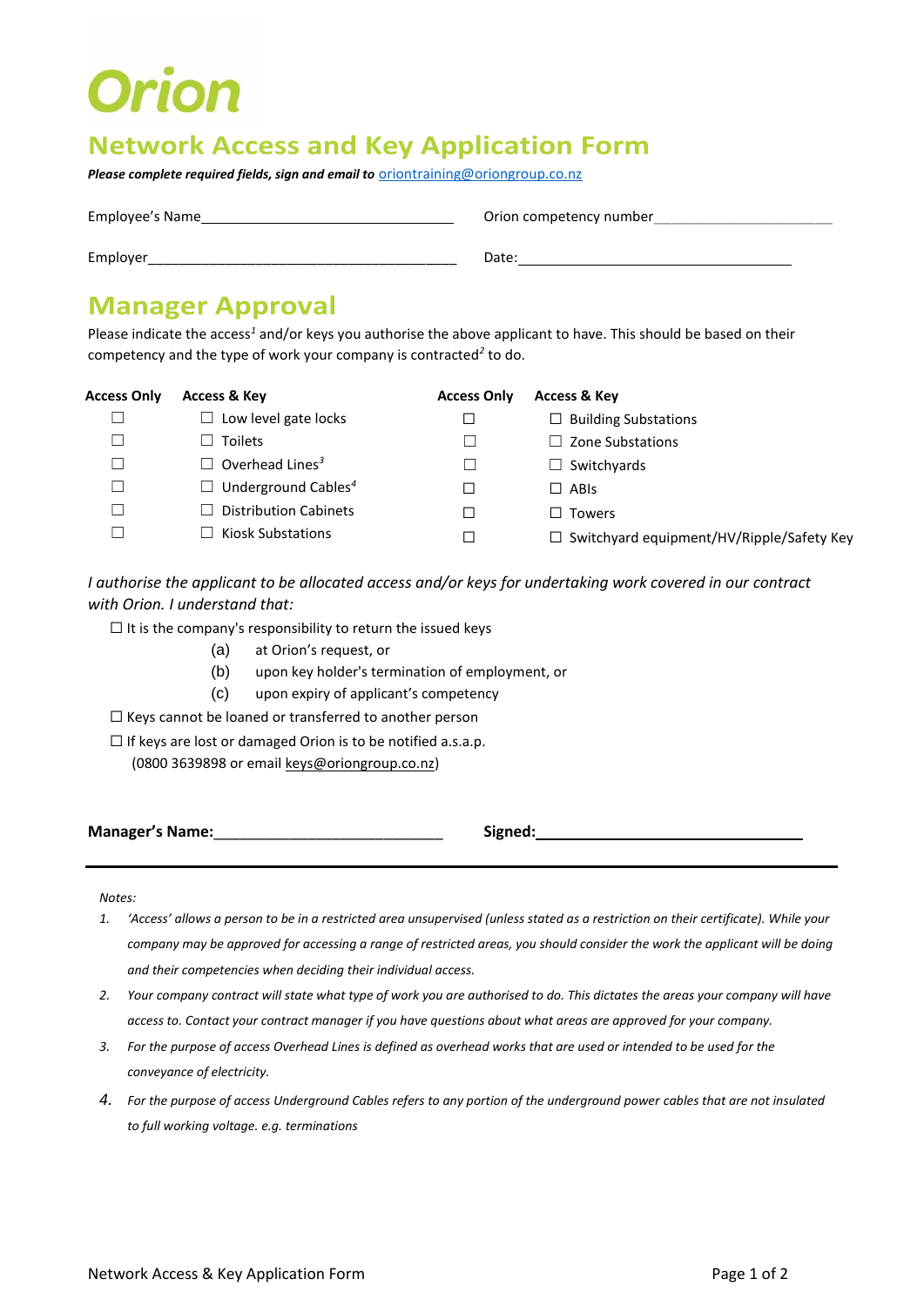Orion

# Network Access and Key Application Form

***Please complete required fields, sign and email to*** oriontraining@oriongroup.co.nz

Employee's Name\_\_\_\_\_\_\_\_\_\_\_\_\_\_\_\_\_\_\_\_\_\_\_\_\_\_\_\_\_\_ Orion competency number\_\_\_\_\_\_\_\_\_\_\_\_\_\_\_\_\_\_\_\_\_\_

Employer\_\_\_\_\_\_\_\_\_\_\_\_\_\_\_\_\_\_\_\_\_\_\_\_\_\_\_\_\_\_\_\_\_\_\_\_\_\_ Date:\_\_\_\_\_\_\_\_\_\_\_\_\_\_\_\_\_\_\_\_\_\_\_\_\_\_\_\_\_\_\_\_\_\_

## Manager Approval

Please indicate the access[1] and/or keys you authorise the above applicant to have. This should be based on their competency and the type of work your company is contracted[2] to do.

| Access Only | Access & Key | Access Only | Access & Key |
|---|---|---|---|
| ☐ | ☐ Low level gate locks | ☐ | ☐ Building Substations |
| ☐ | ☐ Toilets | ☐ | ☐ Zone Substations |
| ☐ | ☐ Overhead Lines[3] | ☐ | ☐ Switchyards |
| ☐ | ☐ Underground Cables[4] | ☐ | ☐ ABIs |
| ☐ | ☐ Distribution Cabinets | ☐ | ☐ Towers |
| ☐ | ☐ Kiosk Substations | ☐ | ☐ Switchyard equipment/HV/Ripple/Safety Key |

*I authorise the applicant to be allocated access and/or keys for undertaking work covered in our contract with Orion. I understand that:*

☐ It is the company's responsibility to return the issued keys

- (a) at Orion's request, or
- (b) upon key holder's termination of employment, or
- (c) upon expiry of applicant's competency

☐ Keys cannot be loaned or transferred to another person

☐ If keys are lost or damaged Orion is to be notified a.s.a.p.
(0800 3639898 or email keys@oriongroup.co.nz)

**Manager's Name:**\_\_\_\_\_\_\_\_\_\_\_\_\_\_\_\_\_\_\_\_\_\_\_\_\_\_\_ **Signed:**\_\_\_\_\_\_\_\_\_\_\_\_\_\_\_\_\_\_\_\_\_\_\_\_\_\_\_\_\_\_\_

---

*Notes:*

1. *'Access' allows a person to be in a restricted area unsupervised (unless stated as a restriction on their certificate). While your company may be approved for accessing a range of restricted areas, you should consider the work the applicant will be doing and their competencies when deciding their individual access.*
2. *Your company contract will state what type of work you are authorised to do. This dictates the areas your company will have access to. Contact your contract manager if you have questions about what areas are approved for your company.*
3. *For the purpose of access Overhead Lines is defined as overhead works that are used or intended to be used for the conveyance of electricity.*
4. *For the purpose of access Underground Cables refers to any portion of the underground power cables that are not insulated to full working voltage. e.g. terminations*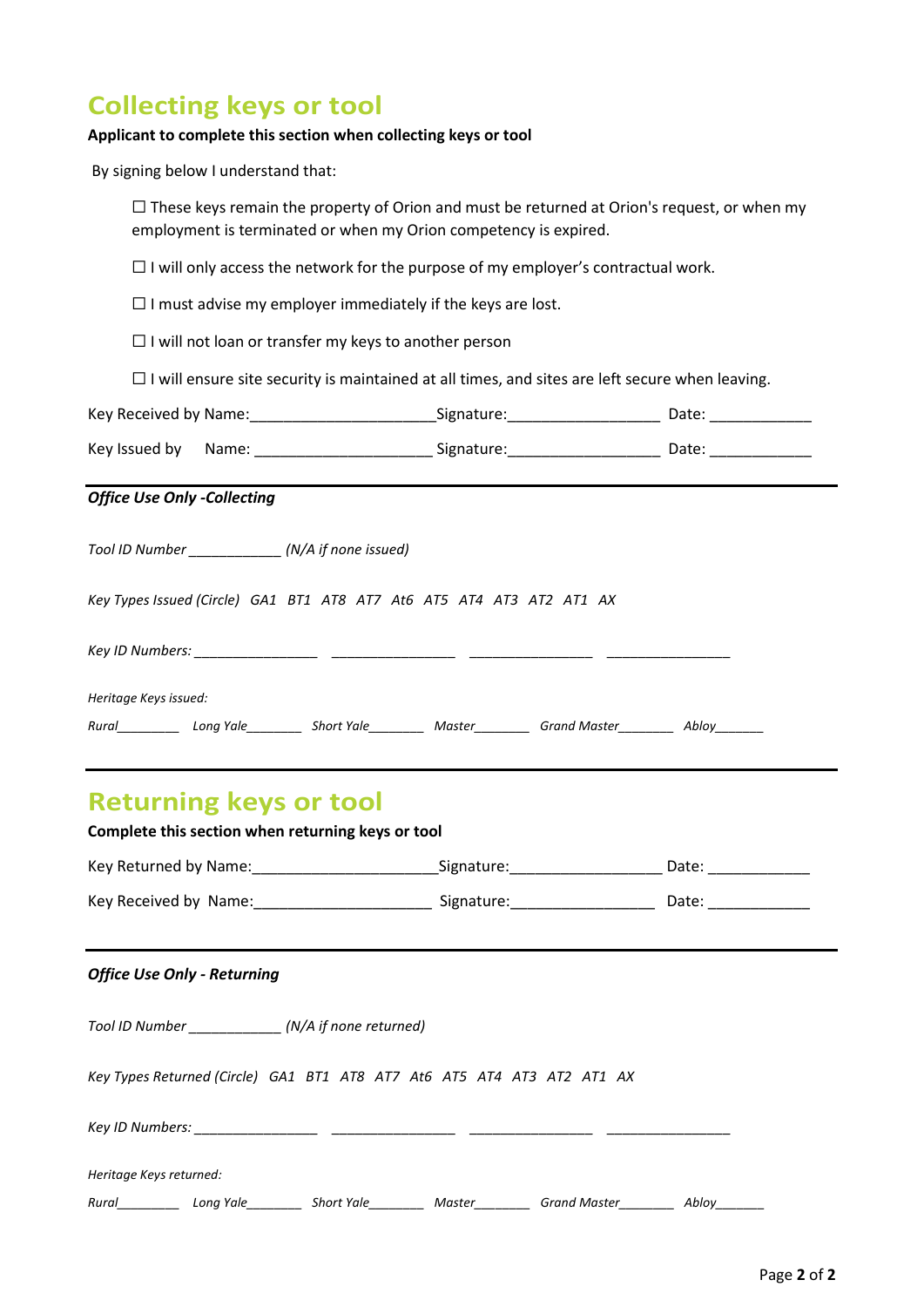## Collecting keys or tool

**Applicant to complete this section when collecting keys or tool**

By signing below I understand that:

☐ These keys remain the property of Orion and must be returned at Orion's request, or when my employment is terminated or when my Orion competency is expired.

☐ I will only access the network for the purpose of my employer's contractual work.

☐ I must advise my employer immediately if the keys are lost.

☐ I will not loan or transfer my keys to another person

☐ I will ensure site security is maintained at all times, and sites are left secure when leaving.

Key Received by Name:_____________________Signature:_________________ Date: ____________

Key Issued by Name: ____________________ Signature:_________________ Date: ____________

---

***Office Use Only -Collecting***

*Tool ID Number ___________ (N/A if none issued)*

*Key Types Issued (Circle) GA1 BT1 AT8 AT7 At6 AT5 AT4 AT3 AT2 AT1 AX*

*Key ID Numbers: _______________ _______________ _______________ _______________*

*Heritage Keys issued:*

*Rural________ Long Yale_______ Short Yale_______ Master_______ Grand Master_______ Abloy______*

---

## Returning keys or tool

**Complete this section when returning keys or tool**

Key Returned by Name:_____________________Signature:_________________ Date: ____________

Key Received by Name:____________________ Signature:________________ Date: ____________

---

***Office Use Only - Returning***

*Tool ID Number ___________ (N/A if none returned)*

*Key Types Returned (Circle) GA1 BT1 AT8 AT7 At6 AT5 AT4 AT3 AT2 AT1 AX*

*Key ID Numbers: _______________ _______________ _______________ _______________*

*Heritage Keys returned:*

*Rural________ Long Yale_______ Short Yale_______ Master_______ Grand Master_______ Abloy______*